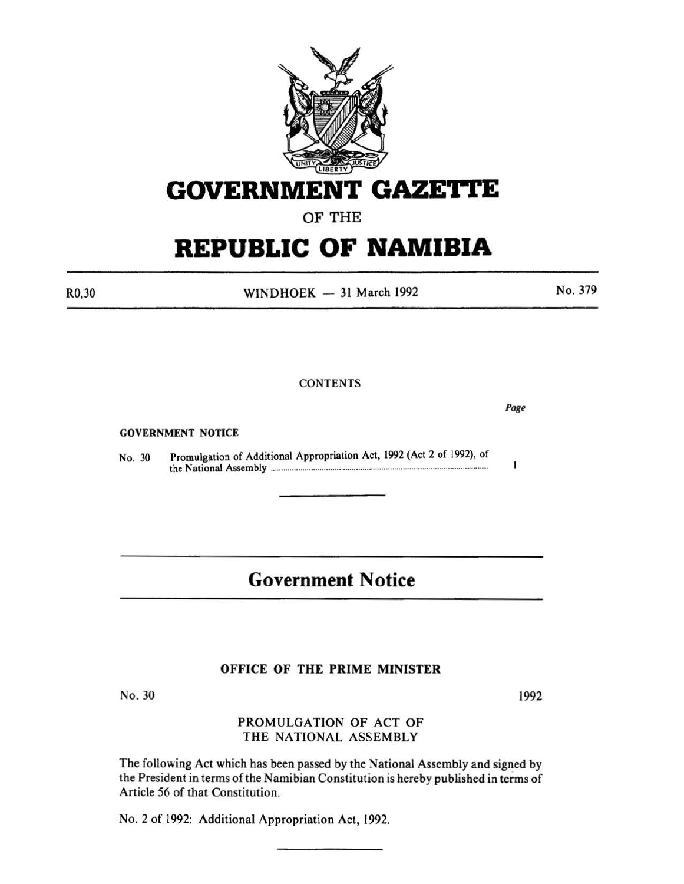# GOVERNMENT GAZETTE

OF THE

# REPUBLIC OF NAMIBIA

R0,30 WINDHOEK — 31 March 1992 No. 379

CONTENTS

| | | Page |
|---|---|---|
| **GOVERNMENT NOTICE** | | |
| No. 30 | Promulgation of Additional Appropriation Act, 1992 (Act 2 of 1992), of the National Assembly | 1 |

## Government Notice

### OFFICE OF THE PRIME MINISTER

No. 30 1992

PROMULGATION OF ACT OF THE NATIONAL ASSEMBLY

The following Act which has been passed by the National Assembly and signed by the President in terms of the Namibian Constitution is hereby published in terms of Article 56 of that Constitution.

No. 2 of 1992: Additional Appropriation Act, 1992.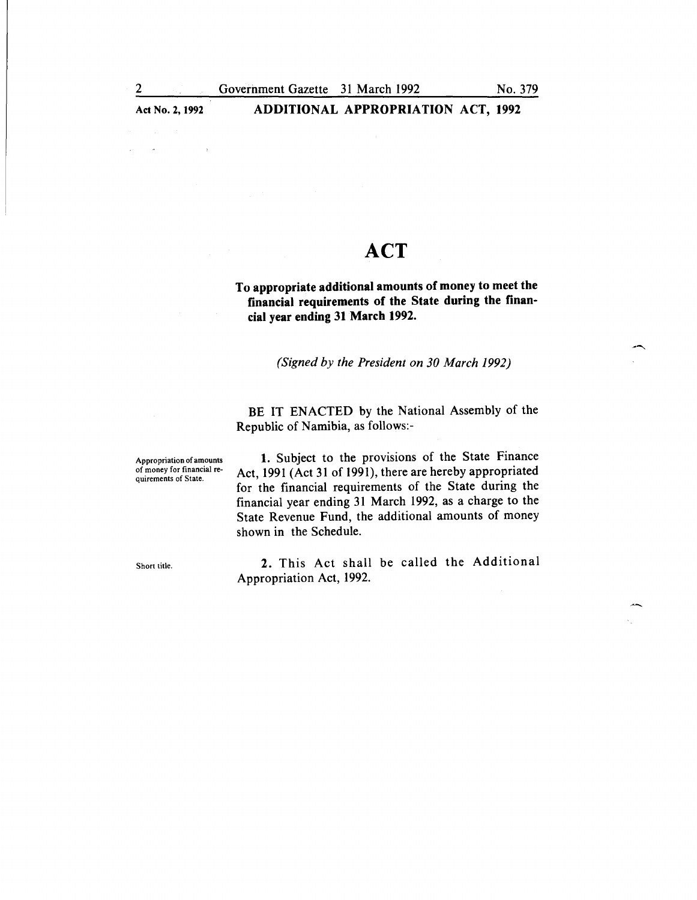Act No. 2, 1992 **ADDITIONAL APPROPRIATION ACT, 1992**

# ACT

**To appropriate additional amounts of money to meet the financial requirements of the State during the financial year ending 31 March 1992.**

*(Signed by the President on 30 March 1992)*

BE IT ENACTED by the National Assembly of the Republic of Namibia, as follows:-

Appropriation of amounts of money for financial requirements of State.

**1.** Subject to the provisions of the State Finance Act, 1991 (Act 31 of 1991), there are hereby appropriated for the financial requirements of the State during the financial year ending 31 March 1992, as a charge to the State Revenue Fund, the additional amounts of money shown in the Schedule.

Short title.

**2.** This Act shall be called the Additional Appropriation Act, 1992.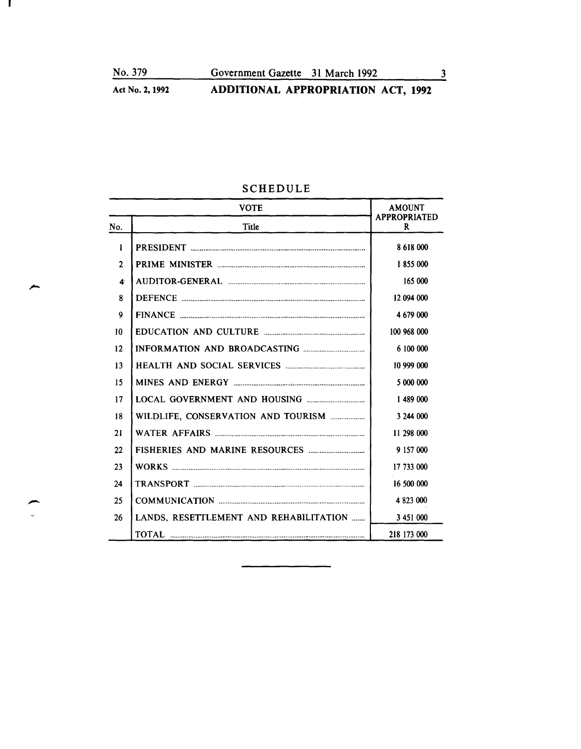## SCHEDULE

| VOTE | | AMOUNT APPROPRIATED |
|---|---|---|
| No. | Title | R |
| 1 | PRESIDENT | 8 618 000 |
| 2 | PRIME MINISTER | 1 855 000 |
| 4 | AUDITOR-GENERAL | 165 000 |
| 8 | DEFENCE | 12 094 000 |
| 9 | FINANCE | 4 679 000 |
| 10 | EDUCATION AND CULTURE | 100 968 000 |
| 12 | INFORMATION AND BROADCASTING | 6 100 000 |
| 13 | HEALTH AND SOCIAL SERVICES | 10 999 000 |
| 15 | MINES AND ENERGY | 5 000 000 |
| 17 | LOCAL GOVERNMENT AND HOUSING | 1 489 000 |
| 18 | WILDLIFE, CONSERVATION AND TOURISM | 3 244 000 |
| 21 | WATER AFFAIRS | 11 298 000 |
| 22 | FISHERIES AND MARINE RESOURCES | 9 157 000 |
| 23 | WORKS | 17 733 000 |
| 24 | TRANSPORT | 16 500 000 |
| 25 | COMMUNICATION | 4 823 000 |
| 26 | LANDS, RESETTLEMENT AND REHABILITATION | 3 451 000 |
| | TOTAL | 218 173 000 |